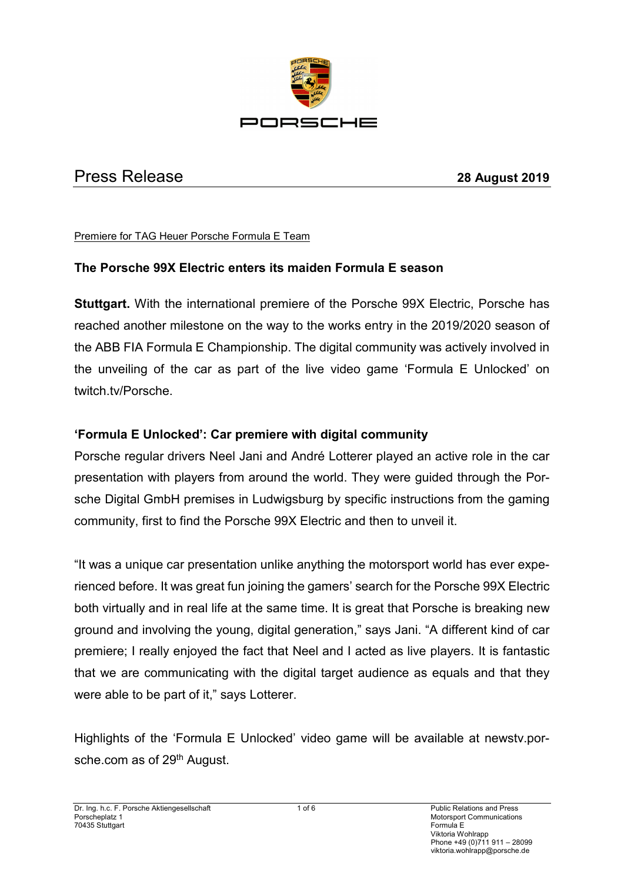# Press Release

**28 August 2019**

Premiere for TAG Heuer Porsche Formula E Team

## The Porsche 99X Electric enters its maiden Formula E season

**Stuttgart.** With the international premiere of the Porsche 99X Electric, Porsche has reached another milestone on the way to the works entry in the 2019/2020 season of the ABB FIA Formula E Championship. The digital community was actively involved in the unveiling of the car as part of the live video game 'Formula E Unlocked' on twitch.tv/Porsche.

### 'Formula E Unlocked': Car premiere with digital community

Porsche regular drivers Neel Jani and André Lotterer played an active role in the car presentation with players from around the world. They were guided through the Porsche Digital GmbH premises in Ludwigsburg by specific instructions from the gaming community, first to find the Porsche 99X Electric and then to unveil it.

"It was a unique car presentation unlike anything the motorsport world has ever experienced before. It was great fun joining the gamers' search for the Porsche 99X Electric both virtually and in real life at the same time. It is great that Porsche is breaking new ground and involving the young, digital generation," says Jani. "A different kind of car premiere; I really enjoyed the fact that Neel and I acted as live players. It is fantastic that we are communicating with the digital target audience as equals and that they were able to be part of it," says Lotterer.

Highlights of the 'Formula E Unlocked' video game will be available at newstv.porsche.com as of 29th August.

Dr. Ing. h.c. F. Porsche Aktiengesellschaft
Porscheplatz 1
70435 Stuttgart

Public Relations and Press
Motorsport Communications
Formula E
Viktoria Wohlrapp
Phone +49 (0)711 911 – 28099
viktoria.wohlrapp@porsche.de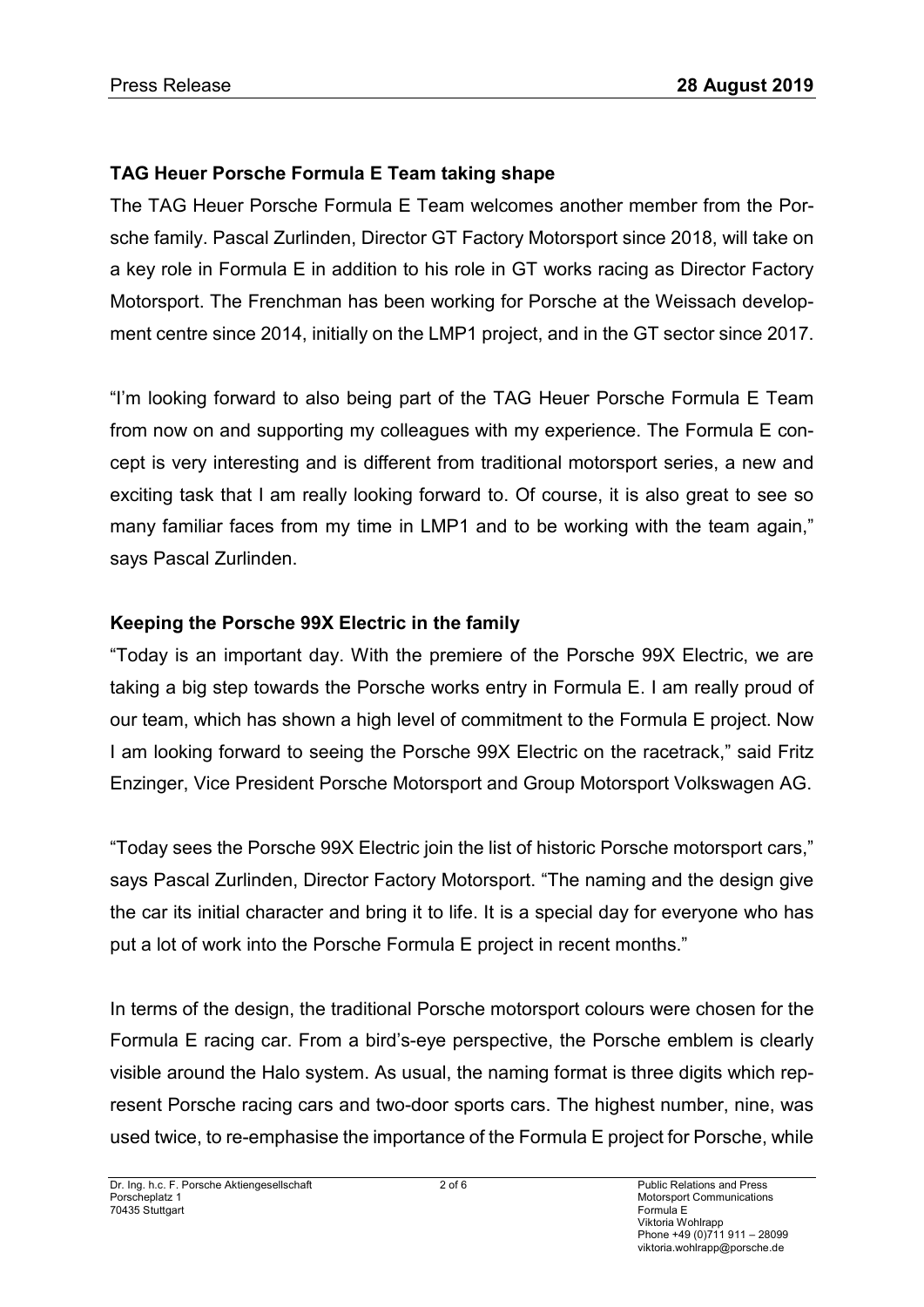## TAG Heuer Porsche Formula E Team taking shape

The TAG Heuer Porsche Formula E Team welcomes another member from the Porsche family. Pascal Zurlinden, Director GT Factory Motorsport since 2018, will take on a key role in Formula E in addition to his role in GT works racing as Director Factory Motorsport. The Frenchman has been working for Porsche at the Weissach development centre since 2014, initially on the LMP1 project, and in the GT sector since 2017.

"I'm looking forward to also being part of the TAG Heuer Porsche Formula E Team from now on and supporting my colleagues with my experience. The Formula E concept is very interesting and is different from traditional motorsport series, a new and exciting task that I am really looking forward to. Of course, it is also great to see so many familiar faces from my time in LMP1 and to be working with the team again," says Pascal Zurlinden.

## Keeping the Porsche 99X Electric in the family

"Today is an important day. With the premiere of the Porsche 99X Electric, we are taking a big step towards the Porsche works entry in Formula E. I am really proud of our team, which has shown a high level of commitment to the Formula E project. Now I am looking forward to seeing the Porsche 99X Electric on the racetrack," said Fritz Enzinger, Vice President Porsche Motorsport and Group Motorsport Volkswagen AG.

"Today sees the Porsche 99X Electric join the list of historic Porsche motorsport cars," says Pascal Zurlinden, Director Factory Motorsport. "The naming and the design give the car its initial character and bring it to life. It is a special day for everyone who has put a lot of work into the Porsche Formula E project in recent months."

In terms of the design, the traditional Porsche motorsport colours were chosen for the Formula E racing car. From a bird's-eye perspective, the Porsche emblem is clearly visible around the Halo system. As usual, the naming format is three digits which represent Porsche racing cars and two-door sports cars. The highest number, nine, was used twice, to re-emphasise the importance of the Formula E project for Porsche, while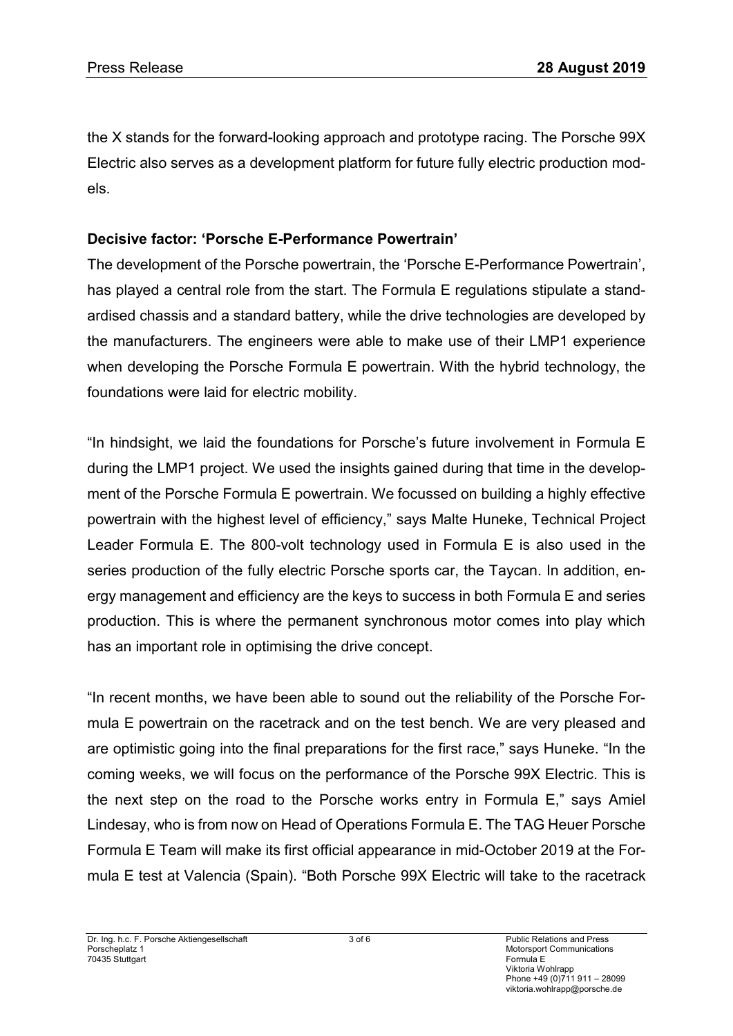the X stands for the forward-looking approach and prototype racing. The Porsche 99X Electric also serves as a development platform for future fully electric production models.

**Decisive factor: 'Porsche E-Performance Powertrain'**

The development of the Porsche powertrain, the 'Porsche E-Performance Powertrain', has played a central role from the start. The Formula E regulations stipulate a standardised chassis and a standard battery, while the drive technologies are developed by the manufacturers. The engineers were able to make use of their LMP1 experience when developing the Porsche Formula E powertrain. With the hybrid technology, the foundations were laid for electric mobility.

"In hindsight, we laid the foundations for Porsche's future involvement in Formula E during the LMP1 project. We used the insights gained during that time in the development of the Porsche Formula E powertrain. We focussed on building a highly effective powertrain with the highest level of efficiency," says Malte Huneke, Technical Project Leader Formula E. The 800-volt technology used in Formula E is also used in the series production of the fully electric Porsche sports car, the Taycan. In addition, energy management and efficiency are the keys to success in both Formula E and series production. This is where the permanent synchronous motor comes into play which has an important role in optimising the drive concept.

"In recent months, we have been able to sound out the reliability of the Porsche Formula E powertrain on the racetrack and on the test bench. We are very pleased and are optimistic going into the final preparations for the first race," says Huneke. "In the coming weeks, we will focus on the performance of the Porsche 99X Electric. This is the next step on the road to the Porsche works entry in Formula E," says Amiel Lindesay, who is from now on Head of Operations Formula E. The TAG Heuer Porsche Formula E Team will make its first official appearance in mid-October 2019 at the Formula E test at Valencia (Spain). "Both Porsche 99X Electric will take to the racetrack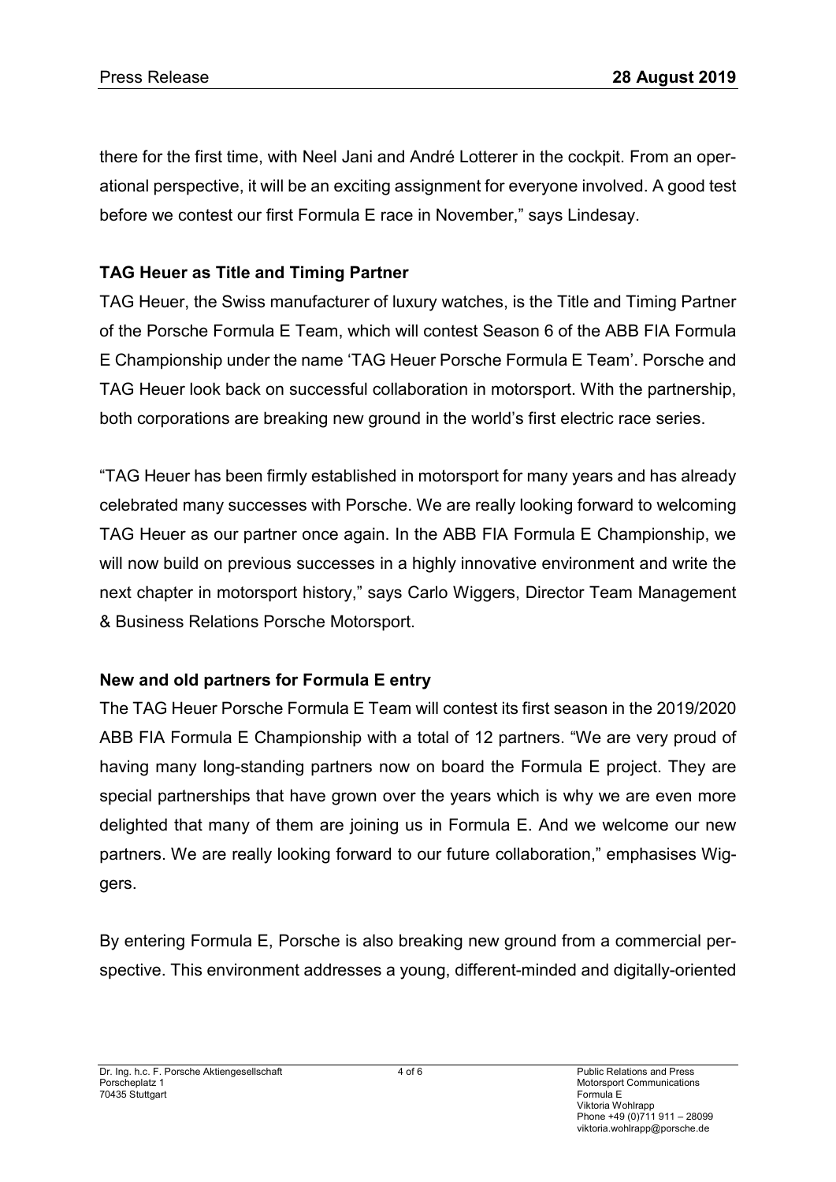there for the first time, with Neel Jani and André Lotterer in the cockpit. From an operational perspective, it will be an exciting assignment for everyone involved. A good test before we contest our first Formula E race in November," says Lindesay.

**TAG Heuer as Title and Timing Partner**

TAG Heuer, the Swiss manufacturer of luxury watches, is the Title and Timing Partner of the Porsche Formula E Team, which will contest Season 6 of the ABB FIA Formula E Championship under the name 'TAG Heuer Porsche Formula E Team'. Porsche and TAG Heuer look back on successful collaboration in motorsport. With the partnership, both corporations are breaking new ground in the world's first electric race series.

"TAG Heuer has been firmly established in motorsport for many years and has already celebrated many successes with Porsche. We are really looking forward to welcoming TAG Heuer as our partner once again. In the ABB FIA Formula E Championship, we will now build on previous successes in a highly innovative environment and write the next chapter in motorsport history," says Carlo Wiggers, Director Team Management & Business Relations Porsche Motorsport.

**New and old partners for Formula E entry**

The TAG Heuer Porsche Formula E Team will contest its first season in the 2019/2020 ABB FIA Formula E Championship with a total of 12 partners. "We are very proud of having many long-standing partners now on board the Formula E project. They are special partnerships that have grown over the years which is why we are even more delighted that many of them are joining us in Formula E. And we welcome our new partners. We are really looking forward to our future collaboration," emphasises Wiggers.

By entering Formula E, Porsche is also breaking new ground from a commercial perspective. This environment addresses a young, different-minded and digitally-oriented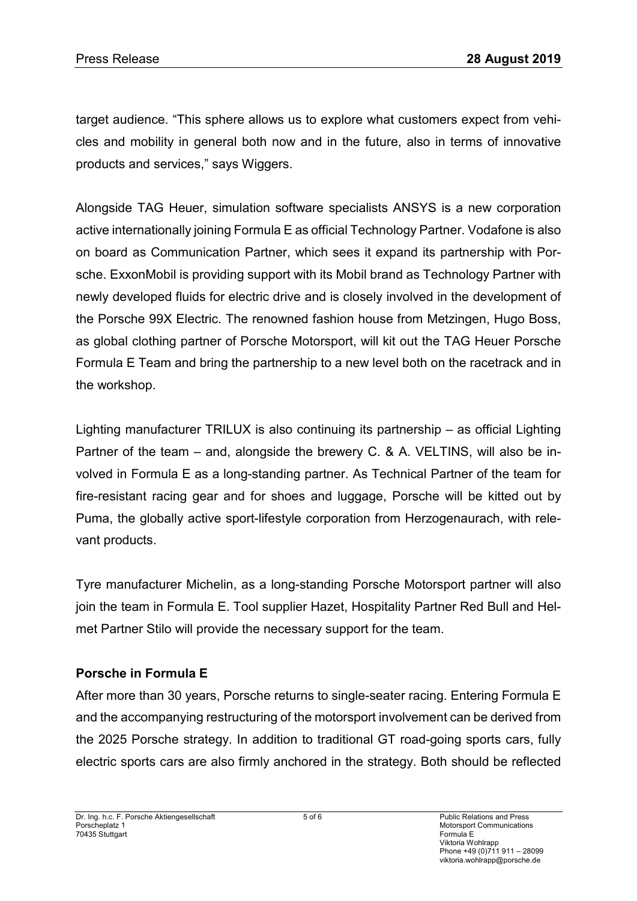target audience. “This sphere allows us to explore what customers expect from vehicles and mobility in general both now and in the future, also in terms of innovative products and services,” says Wiggers.

Alongside TAG Heuer, simulation software specialists ANSYS is a new corporation active internationally joining Formula E as official Technology Partner. Vodafone is also on board as Communication Partner, which sees it expand its partnership with Porsche. ExxonMobil is providing support with its Mobil brand as Technology Partner with newly developed fluids for electric drive and is closely involved in the development of the Porsche 99X Electric. The renowned fashion house from Metzingen, Hugo Boss, as global clothing partner of Porsche Motorsport, will kit out the TAG Heuer Porsche Formula E Team and bring the partnership to a new level both on the racetrack and in the workshop.

Lighting manufacturer TRILUX is also continuing its partnership – as official Lighting Partner of the team – and, alongside the brewery C. & A. VELTINS, will also be involved in Formula E as a long-standing partner. As Technical Partner of the team for fire-resistant racing gear and for shoes and luggage, Porsche will be kitted out by Puma, the globally active sport-lifestyle corporation from Herzogenaurach, with relevant products.

Tyre manufacturer Michelin, as a long-standing Porsche Motorsport partner will also join the team in Formula E. Tool supplier Hazet, Hospitality Partner Red Bull and Helmet Partner Stilo will provide the necessary support for the team.

**Porsche in Formula E**

After more than 30 years, Porsche returns to single-seater racing. Entering Formula E and the accompanying restructuring of the motorsport involvement can be derived from the 2025 Porsche strategy. In addition to traditional GT road-going sports cars, fully electric sports cars are also firmly anchored in the strategy. Both should be reflected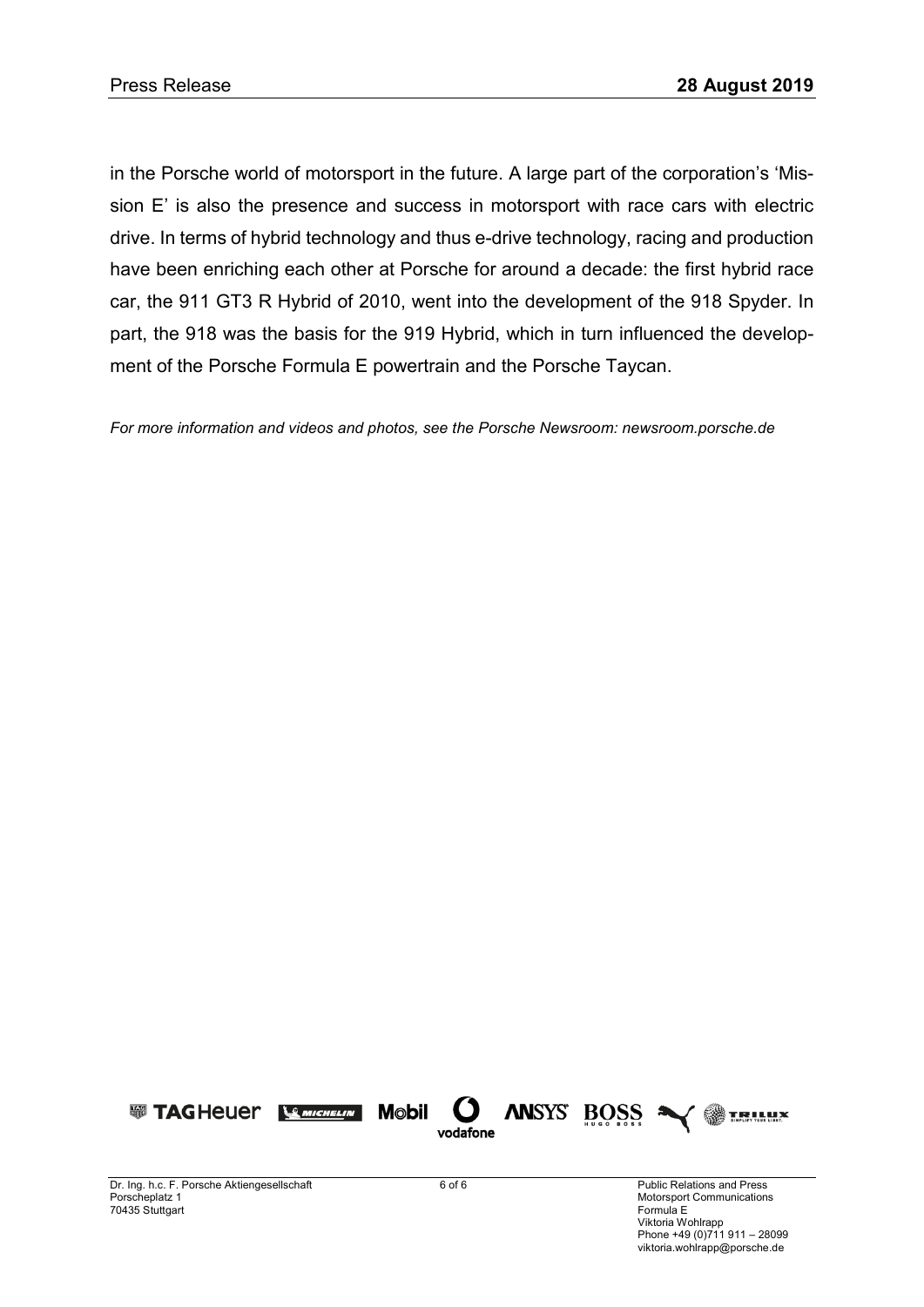in the Porsche world of motorsport in the future. A large part of the corporation's 'Mission E' is also the presence and success in motorsport with race cars with electric drive. In terms of hybrid technology and thus e-drive technology, racing and production have been enriching each other at Porsche for around a decade: the first hybrid race car, the 911 GT3 R Hybrid of 2010, went into the development of the 918 Spyder. In part, the 918 was the basis for the 919 Hybrid, which in turn influenced the development of the Porsche Formula E powertrain and the Porsche Taycan.

*For more information and videos and photos, see the Porsche Newsroom: newsroom.porsche.de*

Dr. Ing. h.c. F. Porsche Aktiengesellschaft
Porscheplatz 1
70435 Stuttgart

Public Relations and Press
Motorsport Communications
Formula E
Viktoria Wohlrapp
Phone +49 (0)711 911 – 28099
viktoria.wohlrapp@porsche.de